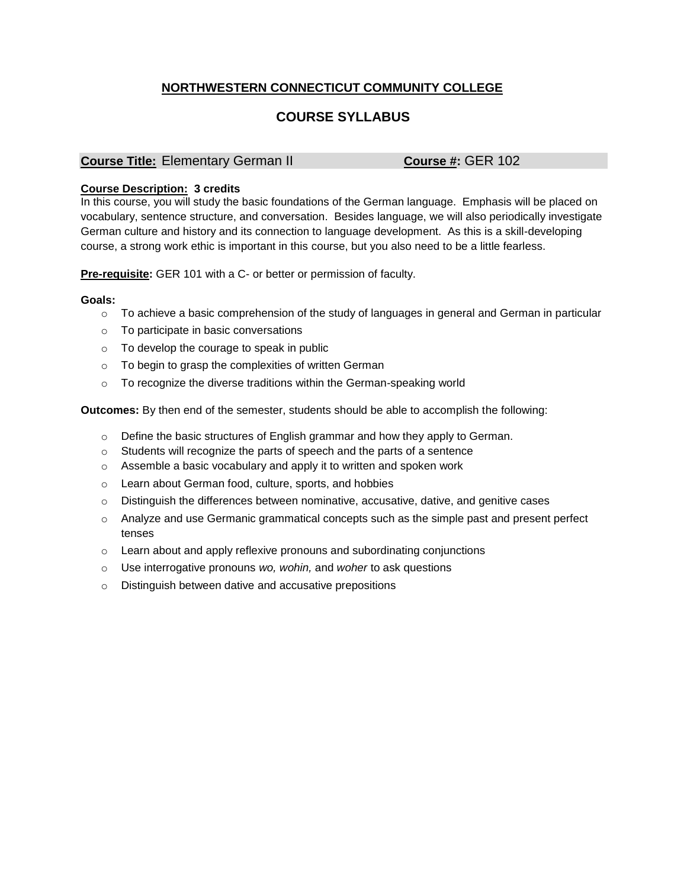# NORTHWESTERN CONNECTICUT COMMUNITY COLLEGE

## COURSE SYLLABUS

**Course Title:** Elementary German II **Course #:** GER 102

**Course Description: 3 credits**
In this course, you will study the basic foundations of the German language. Emphasis will be placed on vocabulary, sentence structure, and conversation. Besides language, we will also periodically investigate German culture and history and its connection to language development. As this is a skill-developing course, a strong work ethic is important in this course, but you also need to be a little fearless.

**Pre-requisite:** GER 101 with a C- or better or permission of faculty.

**Goals:**

- To achieve a basic comprehension of the study of languages in general and German in particular
- To participate in basic conversations
- To develop the courage to speak in public
- To begin to grasp the complexities of written German
- To recognize the diverse traditions within the German-speaking world

**Outcomes:** By then end of the semester, students should be able to accomplish the following:

- Define the basic structures of English grammar and how they apply to German.
- Students will recognize the parts of speech and the parts of a sentence
- Assemble a basic vocabulary and apply it to written and spoken work
- Learn about German food, culture, sports, and hobbies
- Distinguish the differences between nominative, accusative, dative, and genitive cases
- Analyze and use Germanic grammatical concepts such as the simple past and present perfect tenses
- Learn about and apply reflexive pronouns and subordinating conjunctions
- Use interrogative pronouns *wo, wohin,* and *woher* to ask questions
- Distinguish between dative and accusative prepositions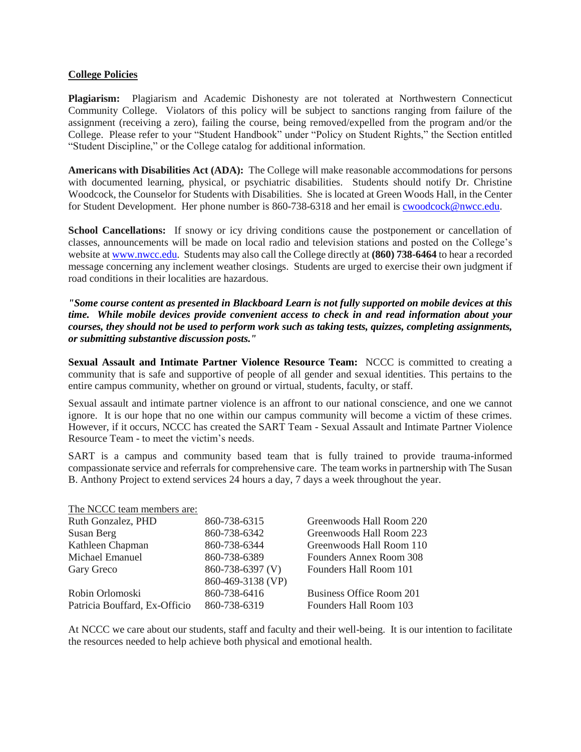## College Policies

**Plagiarism:** Plagiarism and Academic Dishonesty are not tolerated at Northwestern Connecticut Community College. Violators of this policy will be subject to sanctions ranging from failure of the assignment (receiving a zero), failing the course, being removed/expelled from the program and/or the College. Please refer to your "Student Handbook" under "Policy on Student Rights," the Section entitled "Student Discipline," or the College catalog for additional information.

**Americans with Disabilities Act (ADA):** The College will make reasonable accommodations for persons with documented learning, physical, or psychiatric disabilities. Students should notify Dr. Christine Woodcock, the Counselor for Students with Disabilities. She is located at Green Woods Hall, in the Center for Student Development. Her phone number is 860-738-6318 and her email is cwoodcock@nwcc.edu.

**School Cancellations:** If snowy or icy driving conditions cause the postponement or cancellation of classes, announcements will be made on local radio and television stations and posted on the College's website at www.nwcc.edu. Students may also call the College directly at **(860) 738-6464** to hear a recorded message concerning any inclement weather closings. Students are urged to exercise their own judgment if road conditions in their localities are hazardous.

***"Some course content as presented in Blackboard Learn is not fully supported on mobile devices at this time. While mobile devices provide convenient access to check in and read information about your courses, they should not be used to perform work such as taking tests, quizzes, completing assignments, or submitting substantive discussion posts."***

**Sexual Assault and Intimate Partner Violence Resource Team:** NCCC is committed to creating a community that is safe and supportive of people of all gender and sexual identities. This pertains to the entire campus community, whether on ground or virtual, students, faculty, or staff.

Sexual assault and intimate partner violence is an affront to our national conscience, and one we cannot ignore. It is our hope that no one within our campus community will become a victim of these crimes. However, if it occurs, NCCC has created the SART Team - Sexual Assault and Intimate Partner Violence Resource Team - to meet the victim's needs.

SART is a campus and community based team that is fully trained to provide trauma-informed compassionate service and referrals for comprehensive care. The team works in partnership with The Susan B. Anthony Project to extend services 24 hours a day, 7 days a week throughout the year.

The NCCC team members are:

| | | |
|---|---|---|
| Ruth Gonzalez, PHD | 860-738-6315 | Greenwoods Hall Room 220 |
| Susan Berg | 860-738-6342 | Greenwoods Hall Room 223 |
| Kathleen Chapman | 860-738-6344 | Greenwoods Hall Room 110 |
| Michael Emanuel | 860-738-6389 | Founders Annex Room 308 |
| Gary Greco | 860-738-6397 (V)<br>860-469-3138 (VP) | Founders Hall Room 101 |
| Robin Orlomoski | 860-738-6416 | Business Office Room 201 |
| Patricia Bouffard, Ex-Officio | 860-738-6319 | Founders Hall Room 103 |

At NCCC we care about our students, staff and faculty and their well-being. It is our intention to facilitate the resources needed to help achieve both physical and emotional health.